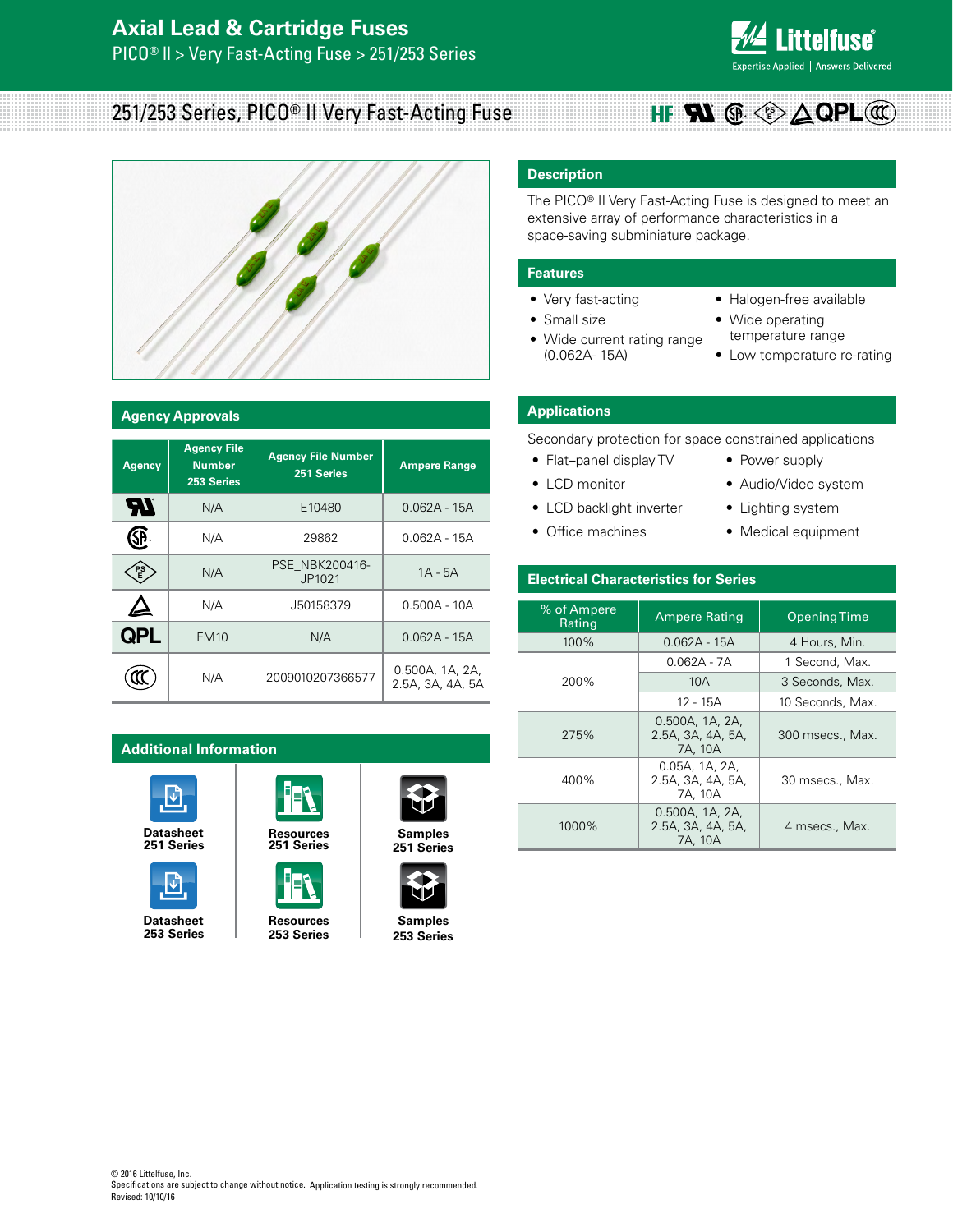# Axial Lead & Cartridge Fuses

PICO® II > Very Fast-Acting Fuse > 251/253 Series

## 251/253 Series, PICO® II Very Fast-Acting Fuse

### Description

The PICO® II Very Fast-Acting Fuse is designed to meet an extensive array of performance characteristics in a space-saving subminiature package.

### Features

- Very fast-acting
- Small size
- Wide current rating range (0.062A- 15A)
- Halogen-free available
- Wide operating temperature range
- Low temperature re-rating

### Applications

Secondary protection for space constrained applications

- Flat–panel display TV
- LCD monitor
- LCD backlight inverter
- Office machines
- Power supply
- Audio/Video system
- Lighting system
- Medical equipment

### Agency Approvals

| Agency | Agency File Number 253 Series | Agency File Number 251 Series | Ampere Range |
|---|---|---|---|
| UL | N/A | E10480 | 0.062A - 15A |
| CSA | N/A | 29862 | 0.062A - 15A |
| PSE | N/A | PSE_NBK200416-JP1021 | 1A - 5A |
| △ | N/A | J50158379 | 0.500A - 10A |
| QPL | FM10 | N/A | 0.062A - 15A |
| CCC | N/A | 2009010207366577 | 0.500A, 1A, 2A, 2.5A, 3A, 4A, 5A |

### Electrical Characteristics for Series

| % of Ampere Rating | Ampere Rating | Opening Time |
|---|---|---|
| 100% | 0.062A - 15A | 4 Hours, Min. |
| 200% | 0.062A - 7A | 1 Second, Max. |
| | 10A | 3 Seconds, Max. |
| | 12 - 15A | 10 Seconds, Max. |
| 275% | 0.500A, 1A, 2A, 2.5A, 3A, 4A, 5A, 7A, 10A | 300 msecs., Max. |
| 400% | 0.05A, 1A, 2A, 2.5A, 3A, 4A, 5A, 7A, 10A | 30 msecs., Max. |
| 1000% | 0.500A, 1A, 2A, 2.5A, 3A, 4A, 5A, 7A, 10A | 4 msecs., Max. |

### Additional Information

- Datasheet 251 Series
- Resources 251 Series
- Samples 251 Series
- Datasheet 253 Series
- Resources 253 Series
- Samples 253 Series

© 2016 Littelfuse, Inc.
Specifications are subject to change without notice. Application testing is strongly recommended.
Revised: 10/10/16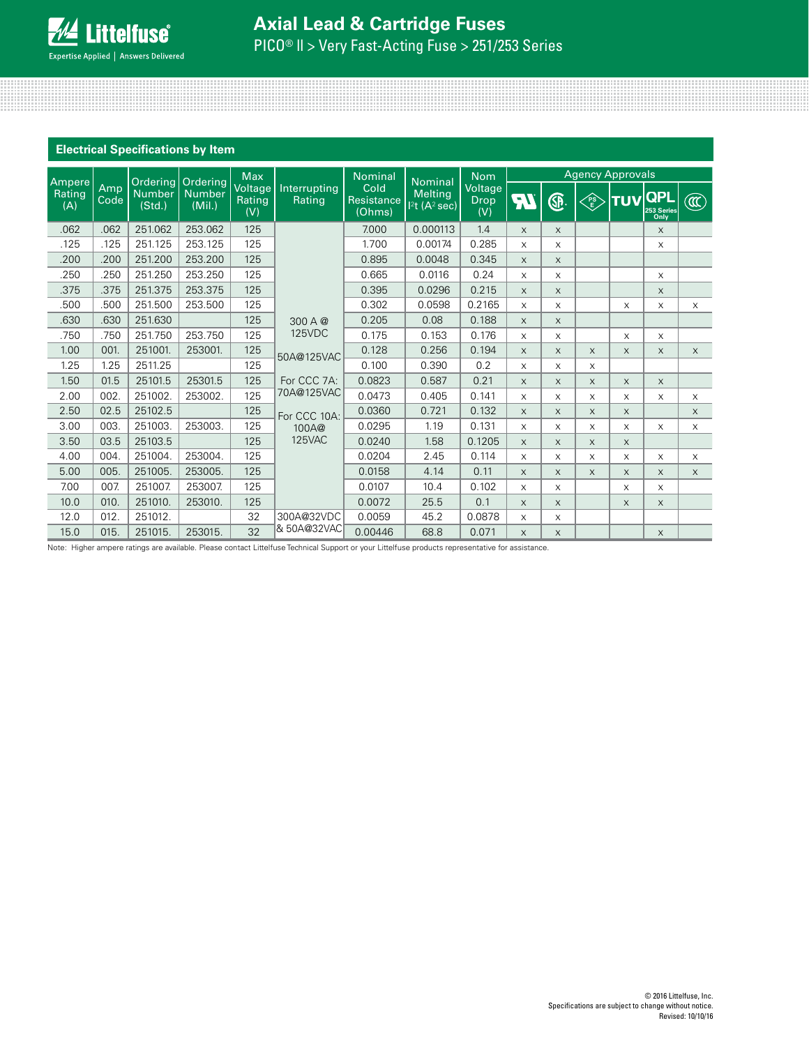## Electrical Specifications by Item

| Ampere Rating (A) | Amp Code | Ordering Number (Std.) | Ordering Number (Mil.) | Max Voltage Rating (V) | Interrupting Rating | Nominal Cold Resistance (Ohms) | Nominal Melting $I^2t$ ($A^2$ sec) | Nom Voltage Drop (V) | Agency Approvals | | | | | |
|---|---|---|---|---|---|---|---|---|---|---|---|---|---|---|
| | | | | | | | | | UR | CSA | PSE | TUV | QPL 253 Series Only | CCC |
| .062 | .062 | 251.062 | 253.062 | 125 | 300 A @ 125VDC 50A@125VAC For CCC 7A: 70A@125VAC For CCC 10A: 100A@ 125VAC | 7.000 | 0.000113 | 1.4 | x | x | | | x | |
| .125 | .125 | 251.125 | 253.125 | 125 | | 1.700 | 0.00174 | 0.285 | x | x | | | x | |
| .200 | .200 | 251.200 | 253.200 | 125 | | 0.895 | 0.0048 | 0.345 | x | x | | | | |
| .250 | .250 | 251.250 | 253.250 | 125 | | 0.665 | 0.0116 | 0.24 | x | x | | | x | |
| .375 | .375 | 251.375 | 253.375 | 125 | | 0.395 | 0.0296 | 0.215 | x | x | | | x | |
| .500 | .500 | 251.500 | 253.500 | 125 | | 0.302 | 0.0598 | 0.2165 | x | x | | x | x | x |
| .630 | .630 | 251.630 | | 125 | | 0.205 | 0.08 | 0.188 | x | x | | | | |
| .750 | .750 | 251.750 | 253.750 | 125 | | 0.175 | 0.153 | 0.176 | x | x | | x | x | |
| 1.00 | 001. | 251001. | 253001. | 125 | | 0.128 | 0.256 | 0.194 | x | x | x | x | x | x |
| 1.25 | 1.25 | 2511.25 | | 125 | | 0.100 | 0.390 | 0.2 | x | x | x | | | |
| 1.50 | 01.5 | 25101.5 | 25301.5 | 125 | | 0.0823 | 0.587 | 0.21 | x | x | x | x | x | |
| 2.00 | 002. | 251002. | 253002. | 125 | | 0.0473 | 0.405 | 0.141 | x | x | x | x | x | x |
| 2.50 | 02.5 | 25102.5 | | 125 | | 0.0360 | 0.721 | 0.132 | x | x | x | x | | x |
| 3.00 | 003. | 251003. | 253003. | 125 | | 0.0295 | 1.19 | 0.131 | x | x | x | x | x | x |
| 3.50 | 03.5 | 25103.5 | | 125 | | 0.0240 | 1.58 | 0.1205 | x | x | x | x | | |
| 4.00 | 004. | 251004. | 253004. | 125 | | 0.0204 | 2.45 | 0.114 | x | x | x | x | x | x |
| 5.00 | 005. | 251005. | 253005. | 125 | | 0.0158 | 4.14 | 0.11 | x | x | x | x | x | x |
| 7.00 | 007. | 251007. | 253007. | 125 | | 0.0107 | 10.4 | 0.102 | x | x | | x | x | |
| 10.0 | 010. | 251010. | 253010. | 125 | | 0.0072 | 25.5 | 0.1 | x | x | | x | x | |
| 12.0 | 012. | 251012. | | 32 | 300A@32VDC & 50A@32VAC | 0.0059 | 45.2 | 0.0878 | x | x | | | | |
| 15.0 | 015. | 251015. | 253015. | 32 | | 0.00446 | 68.8 | 0.071 | x | x | | | x | |

Note: Higher ampere ratings are available. Please contact Littelfuse Technical Support or your Littelfuse products representative for assistance.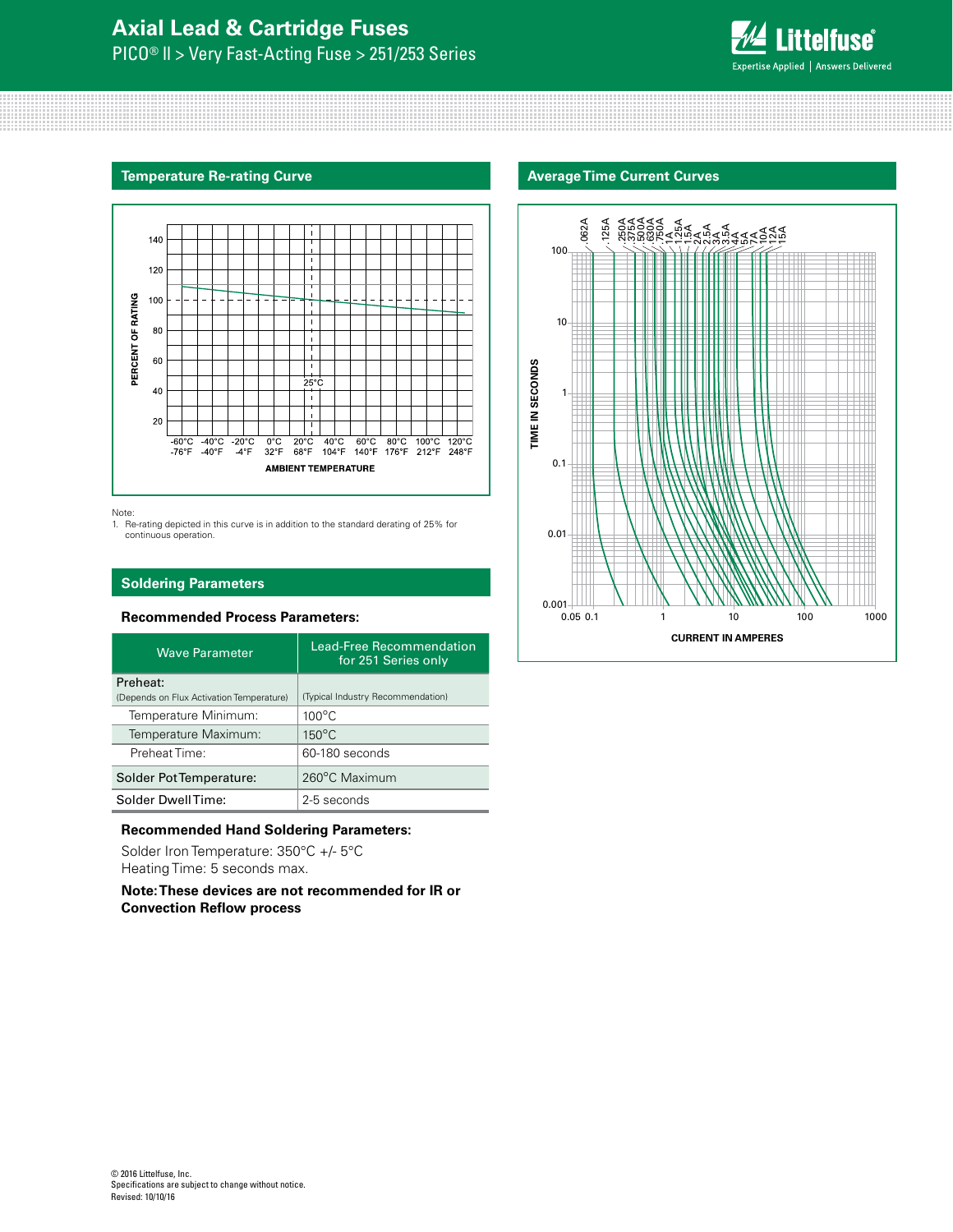## Temperature Re-rating Curve

Note:
1. Re-rating depicted in this curve is in addition to the standard derating of 25% for continuous operation.

## Average Time Current Curves

## Soldering Parameters

### Recommended Process Parameters:

| Wave Parameter | Lead-Free Recommendation for 251 Series only |
|---|---|
| Preheat: (Depends on Flux Activation Temperature) | (Typical Industry Recommendation) |
| Temperature Minimum: | 100°C |
| Temperature Maximum: | 150°C |
| Preheat Time: | 60-180 seconds |
| Solder Pot Temperature: | 260°C Maximum |
| Solder Dwell Time: | 2-5 seconds |

### Recommended Hand Soldering Parameters:

Solder Iron Temperature: 350°C +/- 5°C
Heating Time: 5 seconds max.

**Note: These devices are not recommended for IR or Convection Reflow process**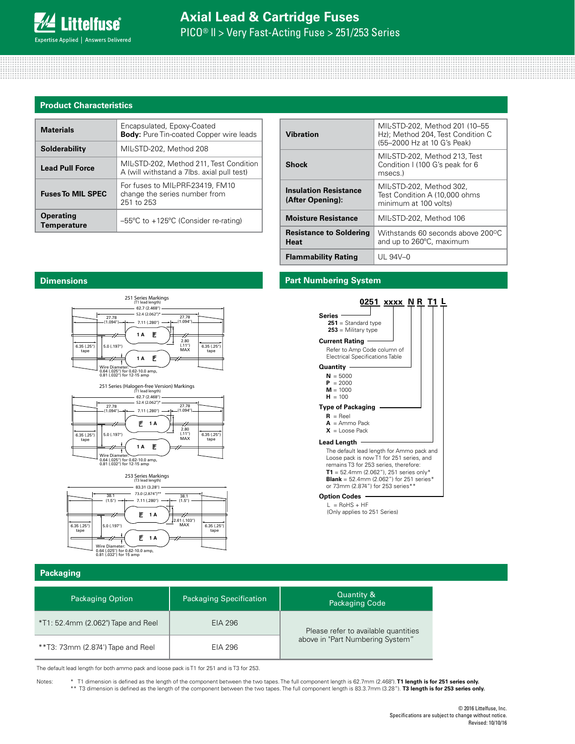## Product Characteristics

| | |
|---|---|
| **Materials** | Encapsulated, Epoxy-Coated **Body:** Pure Tin-coated Copper wire leads |
| **Solderability** | MIL-STD-202, Method 208 |
| **Lead Pull Force** | MIL-STD-202, Method 211, Test Condition A (will withstand a 7lbs. axial pull test) |
| **Fuses To MIL SPEC** | For fuses to MIL-PRF-23419, FM10 change the series number from 251 to 253 |
| **Operating Temperature** | –55ºC to +125ºC (Consider re-rating) |

| | |
|---|---|
| **Vibration** | MIL-STD-202, Method 201 (10–55 Hz); Method 204, Test Condition C (55–2000 Hz at 10 G's Peak) |
| **Shock** | MIL-STD-202, Method 213, Test Condition I (100 G's peak for 6 msecs.) |
| **Insulation Resistance (After Opening):** | MIL-STD-202, Method 302, Test Condition A (10,000 ohms minimum at 100 volts) |
| **Moisture Resistance** | MIL-STD-202, Method 106 |
| **Resistance to Soldering Heat** | Withstands 60 seconds above 200ºC and up to 260ºC, maximum |
| **Flammability Rating** | UL 94V–0 |

## Dimensions

251 Series Markings
(T1 lead length)
62.7 (2.468")
52.4 (2.062")*
27.78 (1.094")
7.11 (.280")
27.78 (1.094")
1 A
2.80 (.11") MAX
6.35 (.25") tape
5.0 (.197")
6.35 (.25") tape
Wire Diameter:
0.64 (.025") for 0.62-10.0 amp,
0.81 (.032") for 12-15 amp

251 Series (Halogen-free Version) Markings
(T1 lead length)
62.7 (2.468")
52.4 (2.062")*
27.78 (1.094")
7.11 (.280")
27.78 (1.094")
1 A
2.80 (.11") MAX
6.35 (.25") tape
5.0 (.197")
6.35 (.25") tape
Wire Diameter:
0.64 (.025") for 0.62-10.0 amp,
0.81 (.032") for 12-15 amp

253 Series Markings
(T3 lead length)
83.31 (3.28")
73.0 (2.874")**
38.1 (1.5")
7.11 (.280")
38.1 (1.5")
1 A
2.61 (.103") MAX
6.35 (.25") tape
5.0 (.197")
6.35 (.25") tape
Wire Diameter:
0.64 (.025") for 0.62-10.0 amp,
0.81 (.032") for 15 amp

## Part Numbering System

**0251 xxxx N R T1 L**

**Series**
- **251** = Standard type
- **253** = Military type

**Current Rating**
Refer to Amp Code column of Electrical Specifications Table

**Quantity**
- **N** = 5000
- **P** = 2000
- **M** = 1000
- **H** = 100

**Type of Packaging**
- **R** = Reel
- **A** = Ammo Pack
- **X** = Loose Pack

**Lead Length**
The default lead length for Ammo pack and Loose pack is now T1 for 251 series, and remains T3 for 253 series, therefore:
**T1** = 52.4mm (2.062"), 251 series only*
**Blank** = 52.4mm (2.062") for 251 series* or 73mm (2.874") for 253 series**

**Option Codes**
L = RoHS + HF
(Only applies to 251 Series)

## Packaging

| Packaging Option | Packaging Specification | Quantity & Packaging Code |
|---|---|---|
| *T1: 52.4mm (2.062") Tape and Reel | EIA 296 | Please refer to available quantities above in "Part Numbering System" |
| **T3: 73mm (2.874') Tape and Reel | EIA 296 | |

The default lead length for both ammo pack and loose pack is T1 for 251 and is T3 for 253.

Notes: * T1 dimension is defined as the length of the component between the two tapes. The full component length is 62.7mm (2.468"). **T1 length is for 251 series only.**
** T3 dimension is defined as the length of the component between the two tapes. The full component length is 83.3.7mm (3.28"). **T3 length is for 253 series only.**

© 2016 Littelfuse, Inc.
Specifications are subject to change without notice.
Revised: 10/10/16